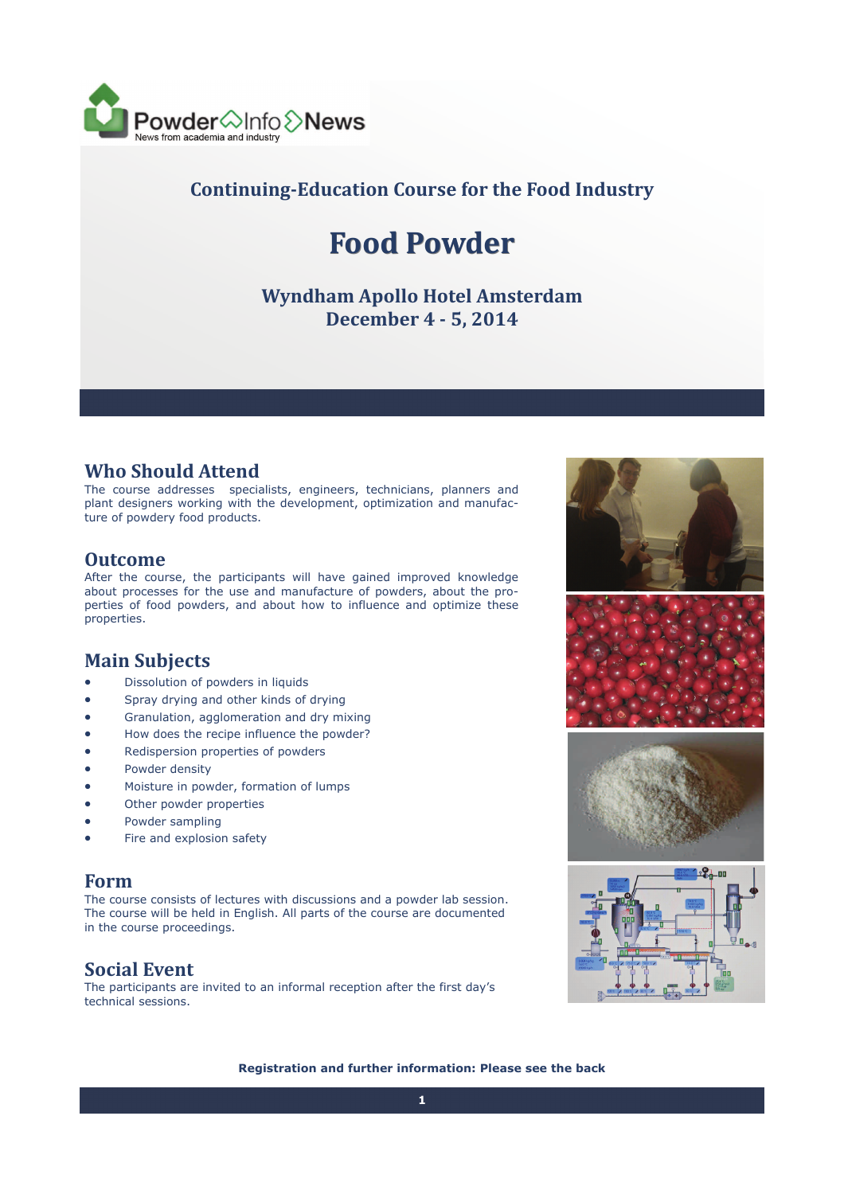PowderInfoNews
News from academia and industry

## Continuing-Education Course for the Food Industry

# Food Powder

### Wyndham Apollo Hotel Amsterdam
### December 4 - 5, 2014

## Who Should Attend

The course addresses specialists, engineers, technicians, planners and plant designers working with the development, optimization and manufacture of powdery food products.

## Outcome

After the course, the participants will have gained improved knowledge about processes for the use and manufacture of powders, about the properties of food powders, and about how to influence and optimize these properties.

## Main Subjects

- Dissolution of powders in liquids
- Spray drying and other kinds of drying
- Granulation, agglomeration and dry mixing
- How does the recipe influence the powder?
- Redispersion properties of powders
- Powder density
- Moisture in powder, formation of lumps
- Other powder properties
- Powder sampling
- Fire and explosion safety

## Form

The course consists of lectures with discussions and a powder lab session. The course will be held in English. All parts of the course are documented in the course proceedings.

## Social Event

The participants are invited to an informal reception after the first day's technical sessions.

**Registration and further information: Please see the back**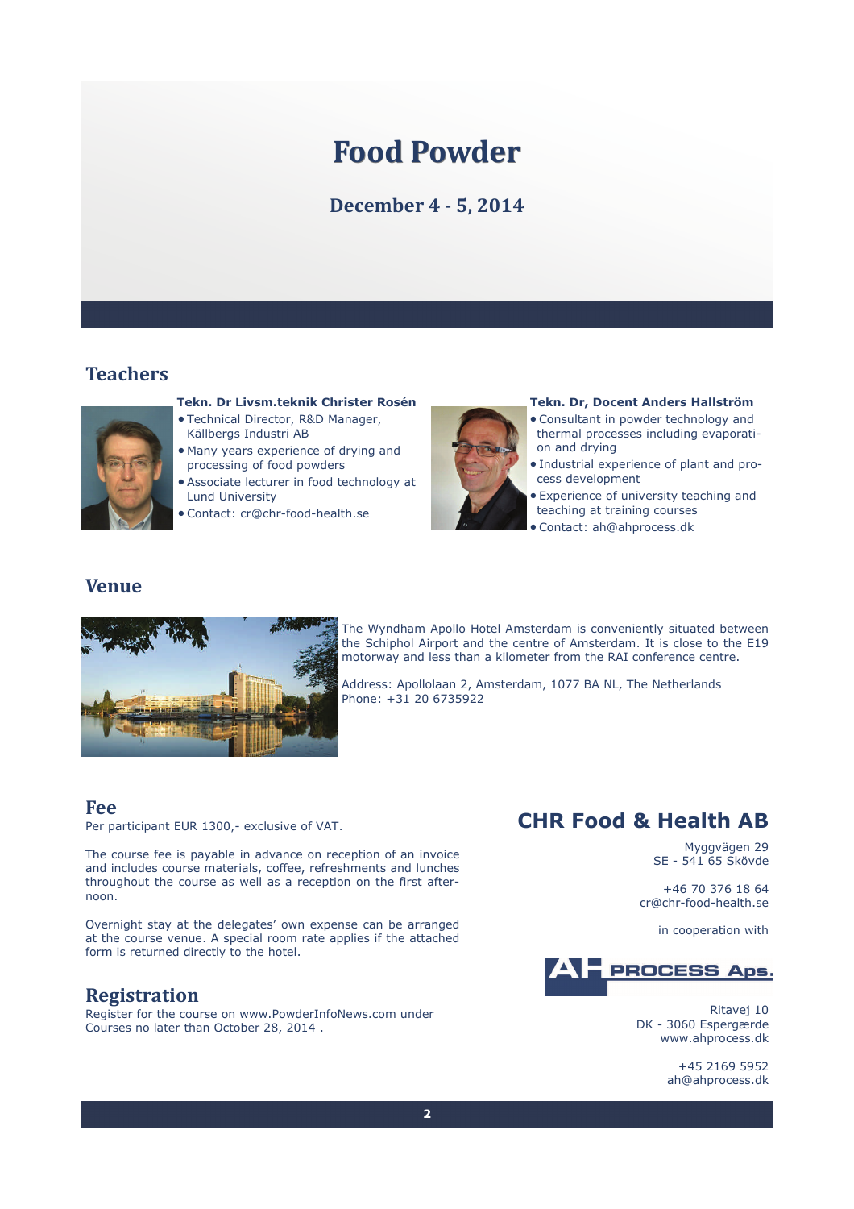# Food Powder

**December 4 - 5, 2014**

## Teachers

**Tekn. Dr Livsm.teknik Christer Rosén**

- Technical Director, R&D Manager, Källbergs Industri AB
- Many years experience of drying and processing of food powders
- Associate lecturer in food technology at Lund University
- Contact: cr@chr-food-health.se

**Tekn. Dr, Docent Anders Hallström**

- Consultant in powder technology and thermal processes including evaporation and drying
- Industrial experience of plant and process development
- Experience of university teaching and teaching at training courses
- Contact: ah@ahprocess.dk

## Venue

The Wyndham Apollo Hotel Amsterdam is conveniently situated between the Schiphol Airport and the centre of Amsterdam. It is close to the E19 motorway and less than a kilometer from the RAI conference centre.

Address: Apollolaan 2, Amsterdam, 1077 BA NL, The Netherlands
Phone: +31 20 6735922

## Fee

Per participant EUR 1300,- exclusive of VAT.

The course fee is payable in advance on reception of an invoice and includes course materials, coffee, refreshments and lunches throughout the course as well as a reception on the first afternoon.

Overnight stay at the delegates' own expense can be arranged at the course venue. A special room rate applies if the attached form is returned directly to the hotel.

## Registration

Register for the course on www.PowderInfoNews.com under Courses no later than October 28, 2014 .

## CHR Food & Health AB

Myggvägen 29
SE - 541 65 Skövde

+46 70 376 18 64
cr@chr-food-health.se

in cooperation with

AH PROCESS Aps.

Ritavej 10
DK - 3060 Espergærde
www.ahprocess.dk

+45 2169 5952
ah@ahprocess.dk